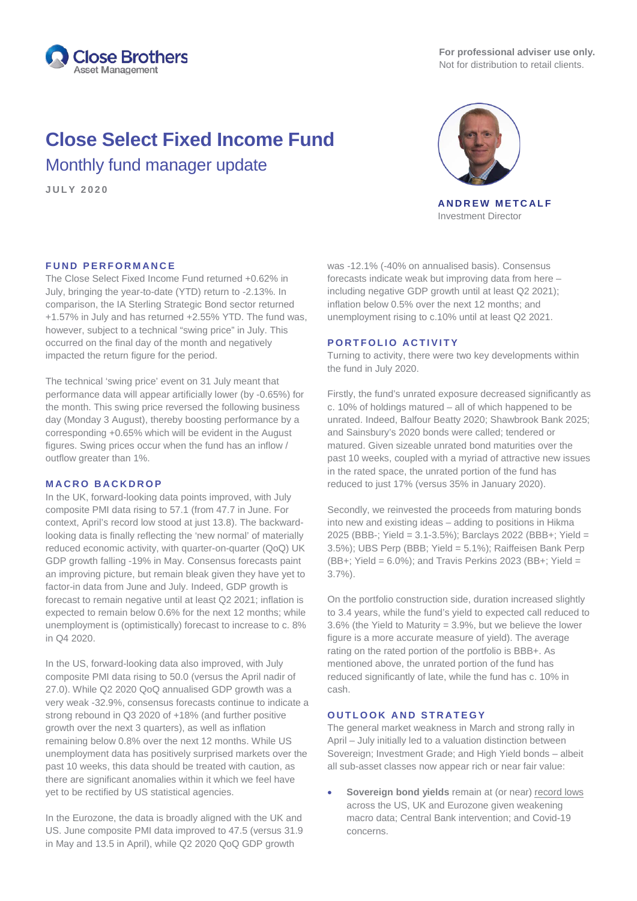Close Brothers Asset Management

**For professional adviser use only.**
Not for distribution to retail clients.

# Close Select Fixed Income Fund

## Monthly fund manager update

JULY 2020

**ANDREW METCALF**
Investment Director

### FUND PERFORMANCE

The Close Select Fixed Income Fund returned +0.62% in July, bringing the year-to-date (YTD) return to -2.13%. In comparison, the IA Sterling Strategic Bond sector returned +1.57% in July and has returned +2.55% YTD. The fund was, however, subject to a technical "swing price" in July. This occurred on the final day of the month and negatively impacted the return figure for the period.

The technical 'swing price' event on 31 July meant that performance data will appear artificially lower (by -0.65%) for the month. This swing price reversed the following business day (Monday 3 August), thereby boosting performance by a corresponding +0.65% which will be evident in the August figures. Swing prices occur when the fund has an inflow / outflow greater than 1%.

### MACRO BACKDROP

In the UK, forward-looking data points improved, with July composite PMI data rising to 57.1 (from 47.7 in June. For context, April's record low stood at just 13.8). The backward-looking data is finally reflecting the 'new normal' of materially reduced economic activity, with quarter-on-quarter (QoQ) UK GDP growth falling -19% in May. Consensus forecasts paint an improving picture, but remain bleak given they have yet to factor-in data from June and July. Indeed, GDP growth is forecast to remain negative until at least Q2 2021; inflation is expected to remain below 0.6% for the next 12 months; while unemployment is (optimistically) forecast to increase to c. 8% in Q4 2020.

In the US, forward-looking data also improved, with July composite PMI data rising to 50.0 (versus the April nadir of 27.0). While Q2 2020 QoQ annualised GDP growth was a very weak -32.9%, consensus forecasts continue to indicate a strong rebound in Q3 2020 of +18% (and further positive growth over the next 3 quarters), as well as inflation remaining below 0.8% over the next 12 months. While US unemployment data has positively surprised markets over the past 10 weeks, this data should be treated with caution, as there are significant anomalies within it which we feel have yet to be rectified by US statistical agencies.

In the Eurozone, the data is broadly aligned with the UK and US. June composite PMI data improved to 47.5 (versus 31.9 in May and 13.5 in April), while Q2 2020 QoQ GDP growth was -12.1% (-40% on annualised basis). Consensus forecasts indicate weak but improving data from here – including negative GDP growth until at least Q2 2021); inflation below 0.5% over the next 12 months; and unemployment rising to c.10% until at least Q2 2021.

### PORTFOLIO ACTIVITY

Turning to activity, there were two key developments within the fund in July 2020.

Firstly, the fund's unrated exposure decreased significantly as c. 10% of holdings matured – all of which happened to be unrated. Indeed, Balfour Beatty 2020; Shawbrook Bank 2025; and Sainsbury's 2020 bonds were called; tendered or matured. Given sizeable unrated bond maturities over the past 10 weeks, coupled with a myriad of attractive new issues in the rated space, the unrated portion of the fund has reduced to just 17% (versus 35% in January 2020).

Secondly, we reinvested the proceeds from maturing bonds into new and existing ideas – adding to positions in Hikma 2025 (BBB-; Yield = 3.1-3.5%); Barclays 2022 (BBB+; Yield = 3.5%); UBS Perp (BBB; Yield = 5.1%); Raiffeisen Bank Perp (BB+; Yield = 6.0%); and Travis Perkins 2023 (BB+; Yield = 3.7%).

On the portfolio construction side, duration increased slightly to 3.4 years, while the fund's yield to expected call reduced to 3.6% (the Yield to Maturity = 3.9%, but we believe the lower figure is a more accurate measure of yield). The average rating on the rated portion of the portfolio is BBB+. As mentioned above, the unrated portion of the fund has reduced significantly of late, while the fund has c. 10% in cash.

### OUTLOOK AND STRATEGY

The general market weakness in March and strong rally in April – July initially led to a valuation distinction between Sovereign; Investment Grade; and High Yield bonds – albeit all sub-asset classes now appear rich or near fair value:

- **Sovereign bond yields** remain at (or near) record lows across the US, UK and Eurozone given weakening macro data; Central Bank intervention; and Covid-19 concerns.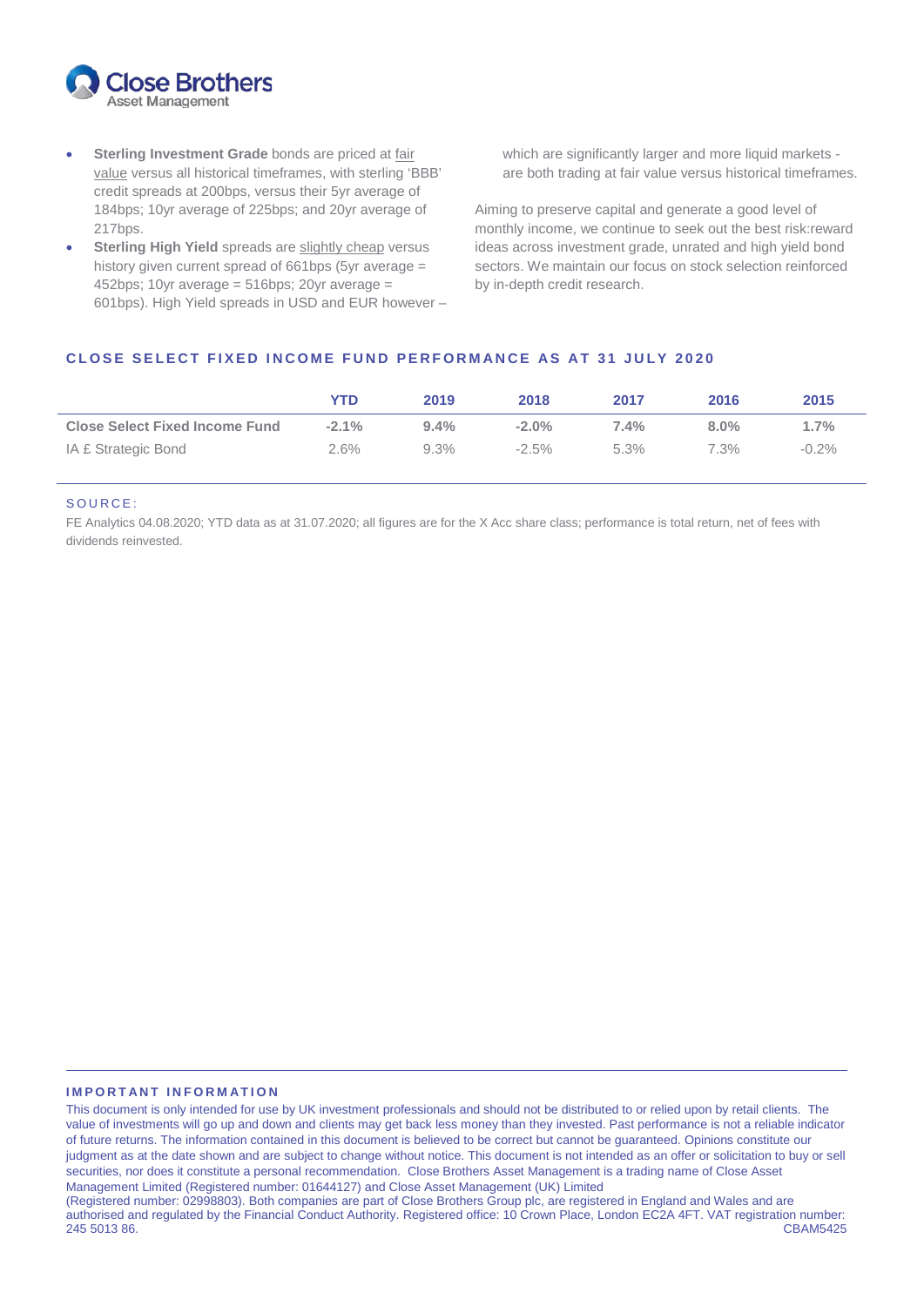- **Sterling Investment Grade** bonds are priced at fair value versus all historical timeframes, with sterling 'BBB' credit spreads at 200bps, versus their 5yr average of 184bps; 10yr average of 225bps; and 20yr average of 217bps.
- **Sterling High Yield** spreads are slightly cheap versus history given current spread of 661bps (5yr average = 452bps; 10yr average = 516bps; 20yr average = 601bps). High Yield spreads in USD and EUR however – which are significantly larger and more liquid markets - are both trading at fair value versus historical timeframes.

Aiming to preserve capital and generate a good level of monthly income, we continue to seek out the best risk:reward ideas across investment grade, unrated and high yield bond sectors. We maintain our focus on stock selection reinforced by in-depth credit research.

## CLOSE SELECT FIXED INCOME FUND PERFORMANCE AS AT 31 JULY 2020

| | YTD | 2019 | 2018 | 2017 | 2016 | 2015 |
|---|---|---|---|---|---|---|
| **Close Select Fixed Income Fund** | **-2.1%** | **9.4%** | **-2.0%** | **7.4%** | **8.0%** | **1.7%** |
| IA £ Strategic Bond | 2.6% | 9.3% | -2.5% | 5.3% | 7.3% | -0.2% |

SOURCE:

FE Analytics 04.08.2020; YTD data as at 31.07.2020; all figures are for the X Acc share class; performance is total return, net of fees with dividends reinvested.

### IMPORTANT INFORMATION

This document is only intended for use by UK investment professionals and should not be distributed to or relied upon by retail clients. The value of investments will go up and down and clients may get back less money than they invested. Past performance is not a reliable indicator of future returns. The information contained in this document is believed to be correct but cannot be guaranteed. Opinions constitute our judgment as at the date shown and are subject to change without notice. This document is not intended as an offer or solicitation to buy or sell securities, nor does it constitute a personal recommendation. Close Brothers Asset Management is a trading name of Close Asset Management Limited (Registered number: 01644127) and Close Asset Management (UK) Limited (Registered number: 02998803). Both companies are part of Close Brothers Group plc, are registered in England and Wales and are authorised and regulated by the Financial Conduct Authority. Registered office: 10 Crown Place, London EC2A 4FT. VAT registration number: 245 5013 86.

CBAM5425